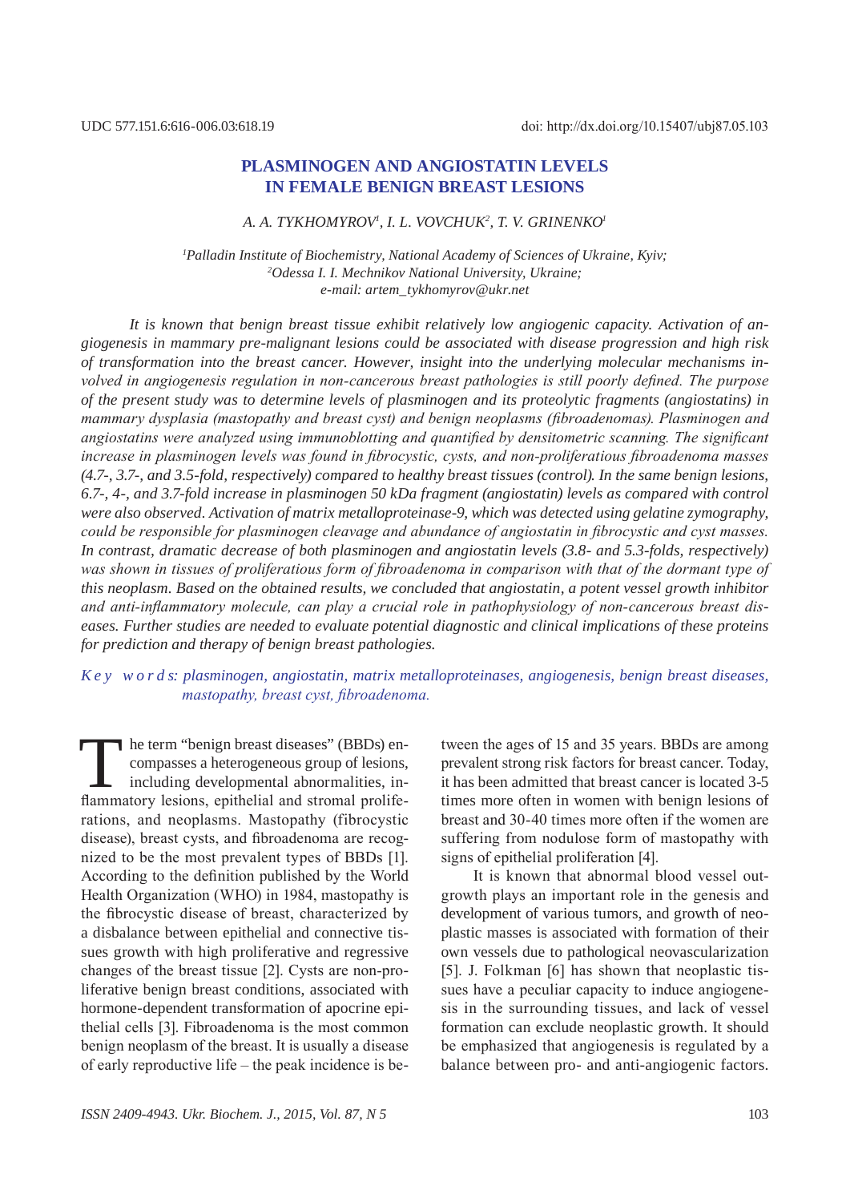UDC 577.151.6:616-006.03:618.19

doi: http://dx.doi.org/10.15407/ubj87.05.103

# PLASMINOGEN AND ANGIOSTATIN LEVELS IN FEMALE BENIGN BREAST LESIONS

*A. A. TYKHOMYROV[1], I. L. VOVCHUK[2], T. V. GRINENKO[1]*

[1]*Palladin Institute of Biochemistry, National Academy of Sciences of Ukraine, Kyiv;*
[2]*Odessa I. I. Mechnikov National University, Ukraine;*
*e-mail: artem_tykhomyrov@ukr.net*

*It is known that benign breast tissue exhibit relatively low angiogenic capacity. Activation of angiogenesis in mammary pre-malignant lesions could be associated with disease progression and high risk of transformation into the breast cancer. However, insight into the underlying molecular mechanisms involved in angiogenesis regulation in non-cancerous breast pathologies is still poorly defined. The purpose of the present study was to determine levels of plasminogen and its proteolytic fragments (angiostatins) in mammary dysplasia (mastopathy and breast cyst) and benign neoplasms (fibroadenomas). Plasminogen and angiostatins were analyzed using immunoblotting and quantified by densitometric scanning. The significant increase in plasminogen levels was found in fibrocystic, cysts, and non-proliferatious fibroadenoma masses (4.7-, 3.7-, and 3.5-fold, respectively) compared to healthy breast tissues (control). In the same benign lesions, 6.7-, 4-, and 3.7-fold increase in plasminogen 50 kDa fragment (angiostatin) levels as compared with control were also observed. Activation of matrix metalloproteinase-9, which was detected using gelatine zymography, could be responsible for plasminogen cleavage and abundance of angiostatin in fibrocystic and cyst masses. In contrast, dramatic decrease of both plasminogen and angiostatin levels (3.8- and 5.3-folds, respectively) was shown in tissues of proliferatious form of fibroadenoma in comparison with that of the dormant type of this neoplasm. Based on the obtained results, we concluded that angiostatin, a potent vessel growth inhibitor and anti-inflammatory molecule, can play a crucial role in pathophysiology of non-cancerous breast diseases. Further studies are needed to evaluate potential diagnostic and clinical implications of these proteins for prediction and therapy of benign breast pathologies.*

*K e y  w o r d s: plasminogen, angiostatin, matrix metalloproteinases, angiogenesis, benign breast diseases, mastopathy, breast cyst, fibroadenoma.*

The term "benign breast diseases" (BBDs) encompasses a heterogeneous group of lesions, including developmental abnormalities, inflammatory lesions, epithelial and stromal proliferations, and neoplasms. Mastopathy (fibrocystic disease), breast cysts, and fibroadenoma are recognized to be the most prevalent types of BBDs [1]. According to the definition published by the World Health Organization (WHO) in 1984, mastopathy is the fibrocystic disease of breast, characterized by a disbalance between epithelial and connective tissues growth with high proliferative and regressive changes of the breast tissue [2]. Cysts are non-proliferative benign breast conditions, associated with hormone-dependent transformation of apocrine epithelial cells [3]. Fibroadenoma is the most common benign neoplasm of the breast. It is usually a disease of early reproductive life – the peak incidence is between the ages of 15 and 35 years. BBDs are among prevalent strong risk factors for breast cancer. Today, it has been admitted that breast cancer is located 3-5 times more often in women with benign lesions of breast and 30-40 times more often if the women are suffering from nodulose form of mastopathy with signs of epithelial proliferation [4].

It is known that abnormal blood vessel outgrowth plays an important role in the genesis and development of various tumors, and growth of neoplastic masses is associated with formation of their own vessels due to pathological neovascularization [5]. J. Folkman [6] has shown that neoplastic tissues have a peculiar capacity to induce angiogenesis in the surrounding tissues, and lack of vessel formation can exclude neoplastic growth. It should be emphasized that angiogenesis is regulated by a balance between pro- and anti-angiogenic factors.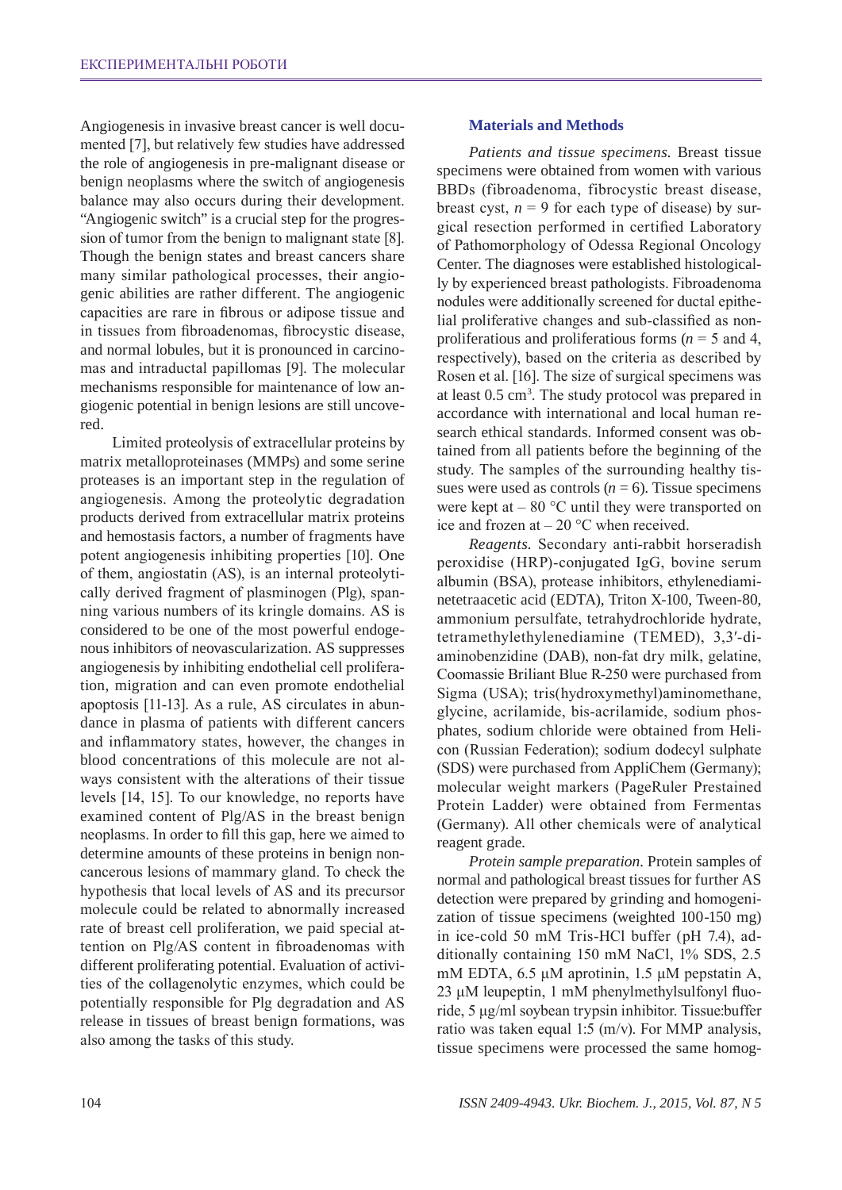Angiogenesis in invasive breast cancer is well documented [7], but relatively few studies have addressed the role of angiogenesis in pre-malignant disease or benign neoplasms where the switch of angiogenesis balance may also occurs during their development. "Angiogenic switch" is a crucial step for the progression of tumor from the benign to malignant state [8]. Though the benign states and breast cancers share many similar pathological processes, their angiogenic abilities are rather different. The angiogenic capacities are rare in fibrous or adipose tissue and in tissues from fibroadenomas, fibrocystic disease, and normal lobules, but it is pronounced in carcinomas and intraductal papillomas [9]. The molecular mechanisms responsible for maintenance of low angiogenic potential in benign lesions are still uncovered.

Limited proteolysis of extracellular proteins by matrix metalloproteinases (MMPs) and some serine proteases is an important step in the regulation of angiogenesis. Among the proteolytic degradation products derived from extracellular matrix proteins and hemostasis factors, a number of fragments have potent angiogenesis inhibiting properties [10]. One of them, angiostatin (AS), is an internal proteolytically derived fragment of plasminogen (Plg), spanning various numbers of its kringle domains. AS is considered to be one of the most powerful endogenous inhibitors of neovascularization. AS suppresses angiogenesis by inhibiting endothelial cell proliferation, migration and can even promote endothelial apoptosis [11-13]. As a rule, AS circulates in abundance in plasma of patients with different cancers and inflammatory states, however, the changes in blood concentrations of this molecule are not always consistent with the alterations of their tissue levels [14, 15]. To our knowledge, no reports have examined content of Plg/AS in the breast benign neoplasms. In order to fill this gap, here we aimed to determine amounts of these proteins in benign noncancerous lesions of mammary gland. To check the hypothesis that local levels of AS and its precursor molecule could be related to abnormally increased rate of breast cell proliferation, we paid special attention on Plg/AS content in fibroadenomas with different proliferating potential. Evaluation of activities of the collagenolytic enzymes, which could be potentially responsible for Plg degradation and AS release in tissues of breast benign formations, was also among the tasks of this study.

## Materials and Methods

*Patients and tissue specimens.* Breast tissue specimens were obtained from women with various BBDs (fibroadenoma, fibrocystic breast disease, breast cyst, $n = 9$ for each type of disease) by surgical resection performed in certified Laboratory of Pathomorphology of Odessa Regional Oncology Center. The diagnoses were established histologically by experienced breast pathologists. Fibroadenoma nodules were additionally screened for ductal epithelial proliferative changes and sub-classified as non-proliferatious and proliferatious forms ($n = 5$ and 4, respectively), based on the criteria as described by Rosen et al. [16]. The size of surgical specimens was at least 0.5 $cm^3$. The study protocol was prepared in accordance with international and local human research ethical standards. Informed consent was obtained from all patients before the beginning of the study. The samples of the surrounding healthy tissues were used as controls ($n = 6$). Tissue specimens were kept at – 80 °C until they were transported on ice and frozen at – 20 °C when received.

*Reagents.* Secondary anti-rabbit horseradish peroxidise (HRP)-conjugated IgG, bovine serum albumin (BSA), protease inhibitors, ethylenediaminetetraacetic acid (EDTA), Triton X-100, Tween-80, ammonium persulfate, tetrahydrochloride hydrate, tetramethylethylenediamine (TEMED), 3,3′-diaminobenzidine (DAB), non-fat dry milk, gelatine, Coomassie Briliant Blue R-250 were purchased from Sigma (USA); tris(hydroxymethyl)aminomethane, glycine, acrilamide, bis-acrilamide, sodium phosphates, sodium chloride were obtained from Helicon (Russian Federation); sodium dodecyl sulphate (SDS) were purchased from AppliChem (Germany); molecular weight markers (PageRuler Prestained Protein Ladder) were obtained from Fermentas (Germany). All other chemicals were of analytical reagent grade.

*Protein sample preparation.* Protein samples of normal and pathological breast tissues for further AS detection were prepared by grinding and homogenization of tissue specimens (weighted 100-150 mg) in ice-cold 50 mM Tris-HCl buffer (pH 7.4), additionally containing 150 mM NaCl, 1% SDS, 2.5 mM EDTA, 6.5 μM aprotinin, 1.5 μM pepstatin A, 23 μM leupeptin, 1 mM phenylmethylsulfonyl fluoride, 5 μg/ml soybean trypsin inhibitor. Tissue:buffer ratio was taken equal 1:5 (m/v). For MMP analysis, tissue specimens were processed the same homog-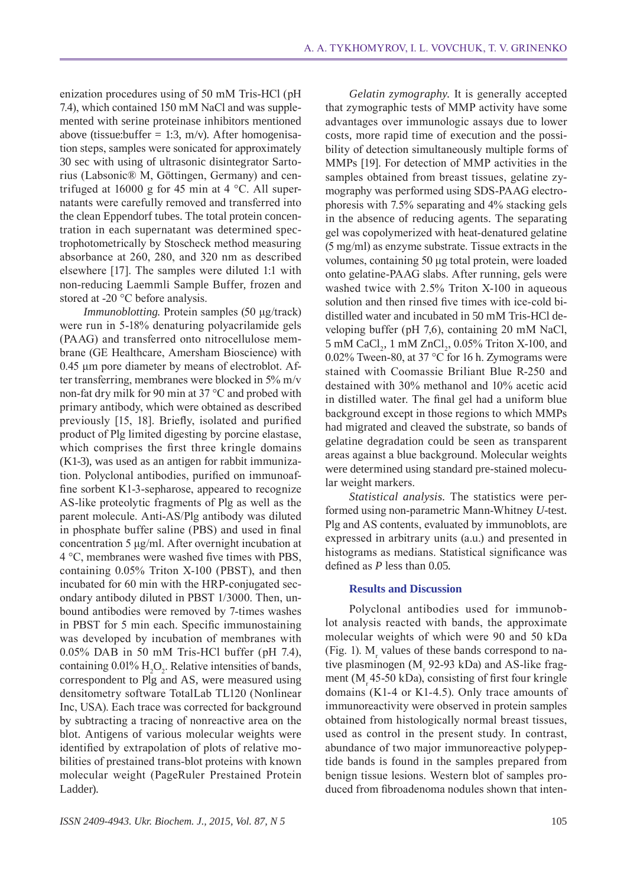enization procedures using of 50 mM Tris-HCl (pH 7.4), which contained 150 mM NaCl and was supplemented with serine proteinase inhibitors mentioned above (tissue:buffer = 1:3, m/v). After homogenisation steps, samples were sonicated for approximately 30 sec with using of ultrasonic disintegrator Sartorius (Labsonic® M, Göttingen, Germany) and centrifuged at 16000 g for 45 min at 4 °C. All supernatants were carefully removed and transferred into the clean Eppendorf tubes. The total protein concentration in each supernatant was determined spectrophotometrically by Stoscheck method measuring absorbance at 260, 280, and 320 nm as described elsewhere [17]. The samples were diluted 1:1 with non-reducing Laemmli Sample Buffer, frozen and stored at -20 °C before analysis.

*Immunoblotting.* Protein samples (50 µg/track) were run in 5-18% denaturing polyacrilamide gels (PAAG) and transferred onto nitrocellulose membrane (GE Healthcare, Amersham Bioscience) with 0.45 µm pore diameter by means of electroblot. After transferring, membranes were blocked in 5% m/v non-fat dry milk for 90 min at 37 °C and probed with primary antibody, which were obtained as described previously [15, 18]. Briefly, isolated and purified product of Plg limited digesting by porcine elastase, which comprises the first three kringle domains (K1-3), was used as an antigen for rabbit immunization. Polyclonal antibodies, purified on immunoaffine sorbent K1-3-sepharose, appeared to recognize AS-like proteolytic fragments of Plg as well as the parent molecule. Anti-AS/Plg antibody was diluted in phosphate buffer saline (PBS) and used in final concentration 5 µg/ml. After overnight incubation at 4 °C, membranes were washed five times with PBS, containing 0.05% Triton X-100 (PBST), and then incubated for 60 min with the HRP-conjugated secondary antibody diluted in PBST 1/3000. Then, unbound antibodies were removed by 7-times washes in PBST for 5 min each. Specific immunostaining was developed by incubation of membranes with 0.05% DAB in 50 mM Tris-HCl buffer (pH 7.4), containing 0.01% $H_2O_2$. Relative intensities of bands, correspondent to Plg and AS, were measured using densitometry software TotalLab TL120 (Nonlinear Inc, USA). Each trace was corrected for background by subtracting a tracing of nonreactive area on the blot. Antigens of various molecular weights were identified by extrapolation of plots of relative mobilities of prestained trans-blot proteins with known molecular weight (PageRuler Prestained Protein Ladder).

*Gelatin zymography.* It is generally accepted that zymographic tests of MMP activity have some advantages over immunologic assays due to lower costs, more rapid time of execution and the possibility of detection simultaneously multiple forms of MMPs [19]. For detection of MMP activities in the samples obtained from breast tissues, gelatine zymography was performed using SDS-PAAG electrophoresis with 7.5% separating and 4% stacking gels in the absence of reducing agents. The separating gel was copolymerized with heat-denatured gelatine (5 mg/ml) as enzyme substrate. Tissue extracts in the volumes, containing 50 µg total protein, were loaded onto gelatine-PAAG slabs. After running, gels were washed twice with 2.5% Triton X-100 in aqueous solution and then rinsed five times with ice-cold bidistilled water and incubated in 50 mM Tris-HCl developing buffer (pH 7,6), containing 20 mM NaCl, 5 mM $CaCl_2$, 1 mM $ZnCl_2$, 0.05% Triton X-100, and 0.02% Tween-80, at 37 °C for 16 h. Zymograms were stained with Coomassie Briliant Blue R-250 and destained with 30% methanol and 10% acetic acid in distilled water. The final gel had a uniform blue background except in those regions to which MMPs had migrated and cleaved the substrate, so bands of gelatine degradation could be seen as transparent areas against a blue background. Molecular weights were determined using standard pre-stained molecular weight markers.

*Statistical analysis.* The statistics were performed using non-parametric Mann-Whitney *U*-test. Plg and AS contents, evaluated by immunoblots, are expressed in arbitrary units (a.u.) and presented in histograms as medians. Statistical significance was defined as *P* less than 0.05.

## Results and Discussion

Polyclonal antibodies used for immunoblot analysis reacted with bands, the approximate molecular weights of which were 90 and 50 kDa (Fig. 1). $M_r$ values of these bands correspond to native plasminogen ($M_r$ 92-93 kDa) and AS-like fragment ($M_r$ 45-50 kDa), consisting of first four kringle domains (K1-4 or K1-4.5). Only trace amounts of immunoreactivity were observed in protein samples obtained from histologically normal breast tissues, used as control in the present study. In contrast, abundance of two major immunoreactive polypeptide bands is found in the samples prepared from benign tissue lesions. Western blot of samples produced from fibroadenoma nodules shown that inten-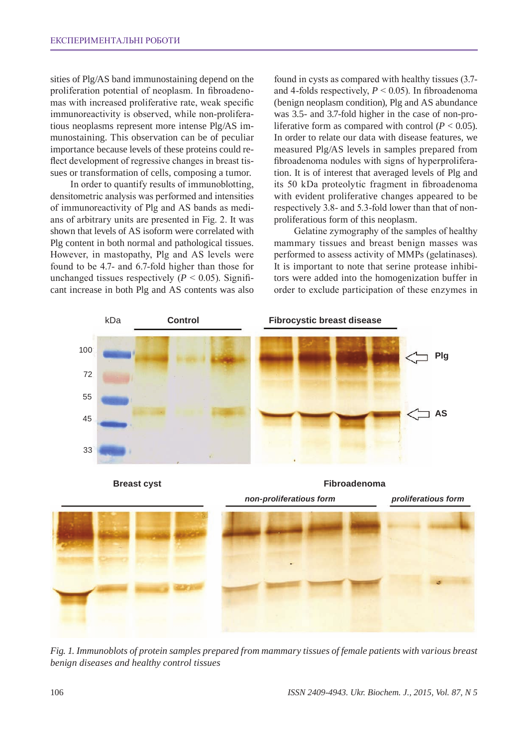sities of Plg/AS band immunostaining depend on the proliferation potential of neoplasm. In fibroadenomas with increased proliferative rate, weak specific immunoreactivity is observed, while non-proliferatious neoplasms represent more intense Plg/AS immunostaining. This observation can be of peculiar importance because levels of these proteins could reflect development of regressive changes in breast tissues or transformation of cells, composing a tumor.

In order to quantify results of immunoblotting, densitometric analysis was performed and intensities of immunoreactivity of Plg and AS bands as medians of arbitrary units are presented in Fig. 2. It was shown that levels of AS isoform were correlated with Plg content in both normal and pathological tissues. However, in mastopathy, Plg and AS levels were found to be 4.7- and 6.7-fold higher than those for unchanged tissues respectively ($P < 0.05$). Significant increase in both Plg and AS contents was also found in cysts as compared with healthy tissues (3.7- and 4-folds respectively, $P < 0.05$). In fibroadenoma (benign neoplasm condition), Plg and AS abundance was 3.5- and 3.7-fold higher in the case of non-proliferative form as compared with control ($P < 0.05$). In order to relate our data with disease features, we measured Plg/AS levels in samples prepared from fibroadenoma nodules with signs of hyperproliferation. It is of interest that averaged levels of Plg and its 50 kDa proteolytic fragment in fibroadenoma with evident proliferative changes appeared to be respectively 3.8- and 5.3-fold lower than that of non-proliferatious form of this neoplasm.

Gelatine zymography of the samples of healthy mammary tissues and breast benign masses was performed to assess activity of MMPs (gelatinases). It is important to note that serine protease inhibitors were added into the homogenization buffer in order to exclude participation of these enzymes in

*Fig. 1. Immunoblots of protein samples prepared from mammary tissues of female patients with various breast benign diseases and healthy control tissues*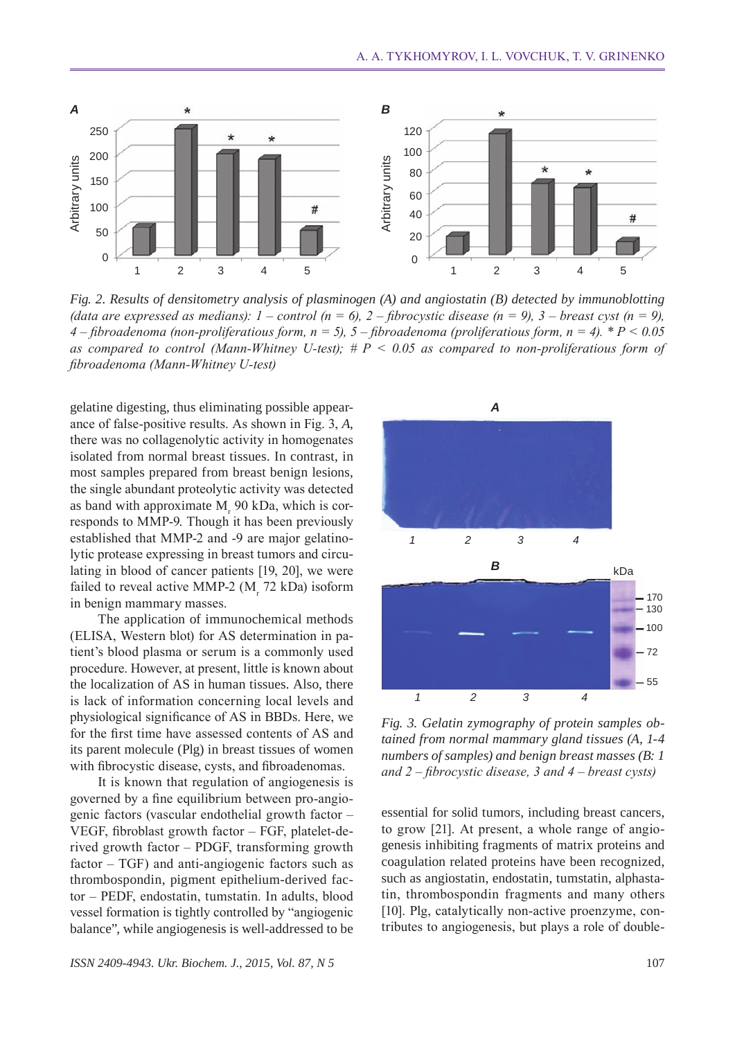*Fig. 2. Results of densitometry analysis of plasminogen (A) and angiostatin (B) detected by immunoblotting (data are expressed as medians): 1 – control (n = 6), 2 – fibrocystic disease (n = 9), 3 – breast cyst (n = 9), 4 – fibroadenoma (non-proliferatious form, n = 5), 5 – fibroadenoma (proliferatious form, n = 4). * P < 0.05 as compared to control (Mann-Whitney U-test); # P < 0.05 as compared to non-proliferatious form of fibroadenoma (Mann-Whitney U-test)*

gelatine digesting, thus eliminating possible appearance of false-positive results. As shown in Fig. 3, *A*, there was no collagenolytic activity in homogenates isolated from normal breast tissues. In contrast, in most samples prepared from breast benign lesions, the single abundant proteolytic activity was detected as band with approximate $M_r$ 90 kDa, which corresponds to MMP-9. Though it has been previously established that MMP-2 and -9 are major gelatinolytic protease expressing in breast tumors and circulating in blood of cancer patients [19, 20], we were failed to reveal active MMP-2 ($M_r$ 72 kDa) isoform in benign mammary masses.

The application of immunochemical methods (ELISA, Western blot) for AS determination in patient's blood plasma or serum is a commonly used procedure. However, at present, little is known about the localization of AS in human tissues. Also, there is lack of information concerning local levels and physiological significance of AS in BBDs. Here, we for the first time have assessed contents of AS and its parent molecule (Plg) in breast tissues of women with fibrocystic disease, cysts, and fibroadenomas.

It is known that regulation of angiogenesis is governed by a fine equilibrium between pro-angiogenic factors (vascular endothelial growth factor – VEGF, fibroblast growth factor – FGF, platelet-derived growth factor – PDGF, transforming growth factor – TGF) and anti-angiogenic factors such as thrombospondin, pigment epithelium-derived factor – PEDF, endostatin, tumstatin. In adults, blood vessel formation is tightly controlled by "angiogenic balance", while angiogenesis is well-addressed to be essential for solid tumors, including breast cancers, to grow [21]. At present, a whole range of angiogenesis inhibiting fragments of matrix proteins and coagulation related proteins have been recognized, such as angiostatin, endostatin, tumstatin, alphastatin, thrombospondin fragments and many others [10]. Plg, catalytically non-active proenzyme, contributes to angiogenesis, but plays a role of double-

*Fig. 3. Gelatin zymography of protein samples obtained from normal mammary gland tissues (A, 1-4 numbers of samples) and benign breast masses (B: 1 and 2 – fibrocystic disease, 3 and 4 – breast cysts)*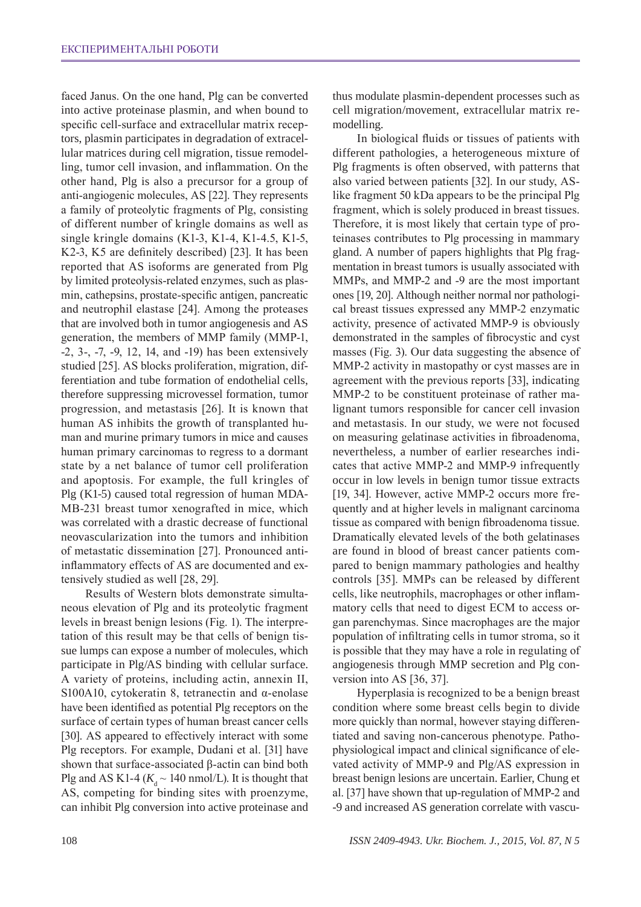faced Janus. On the one hand, Plg can be converted into active proteinase plasmin, and when bound to specific cell-surface and extracellular matrix receptors, plasmin participates in degradation of extracellular matrices during cell migration, tissue remodelling, tumor cell invasion, and inflammation. On the other hand, Plg is also a precursor for a group of anti-angiogenic molecules, AS [22]. They represents a family of proteolytic fragments of Plg, consisting of different number of kringle domains as well as single kringle domains (K1-3, K1-4, K1-4.5, K1-5, K2-3, K5 are definitely described) [23]. It has been reported that AS isoforms are generated from Plg by limited proteolysis-related enzymes, such as plasmin, cathepsins, prostate-specific antigen, pancreatic and neutrophil elastase [24]. Among the proteases that are involved both in tumor angiogenesis and AS generation, the members of MMP family (MMP-1, -2, 3-, -7, -9, 12, 14, and -19) has been extensively studied [25]. AS blocks proliferation, migration, differentiation and tube formation of endothelial cells, therefore suppressing microvessel formation, tumor progression, and metastasis [26]. It is known that human AS inhibits the growth of transplanted human and murine primary tumors in mice and causes human primary carcinomas to regress to a dormant state by a net balance of tumor cell proliferation and apoptosis. For example, the full kringles of Plg (K1-5) caused total regression of human MDA-MB-231 breast tumor xenografted in mice, which was correlated with a drastic decrease of functional neovascularization into the tumors and inhibition of metastatic dissemination [27]. Pronounced anti-inflammatory effects of AS are documented and extensively studied as well [28, 29].

Results of Western blots demonstrate simultaneous elevation of Plg and its proteolytic fragment levels in breast benign lesions (Fig. 1). The interpretation of this result may be that cells of benign tissue lumps can expose a number of molecules, which participate in Plg/AS binding with cellular surface. A variety of proteins, including actin, annexin II, S100A10, cytokeratin 8, tetranectin and α-enolase have been identified as potential Plg receptors on the surface of certain types of human breast cancer cells [30]. AS appeared to effectively interact with some Plg receptors. For example, Dudani et al. [31] have shown that surface-associated β-actin can bind both Plg and AS K1-4 ($K_d$ ~ 140 nmol/L). It is thought that AS, competing for binding sites with proenzyme, can inhibit Plg conversion into active proteinase and thus modulate plasmin-dependent processes such as cell migration/movement, extracellular matrix remodelling.

In biological fluids or tissues of patients with different pathologies, a heterogeneous mixture of Plg fragments is often observed, with patterns that also varied between patients [32]. In our study, AS-like fragment 50 kDa appears to be the principal Plg fragment, which is solely produced in breast tissues. Therefore, it is most likely that certain type of proteinases contributes to Plg processing in mammary gland. A number of papers highlights that Plg fragmentation in breast tumors is usually associated with MMPs, and MMP-2 and -9 are the most important ones [19, 20]. Although neither normal nor pathological breast tissues expressed any MMP-2 enzymatic activity, presence of activated MMP-9 is obviously demonstrated in the samples of fibrocystic and cyst masses (Fig. 3). Our data suggesting the absence of MMP-2 activity in mastopathy or cyst masses are in agreement with the previous reports [33], indicating MMP-2 to be constituent proteinase of rather malignant tumors responsible for cancer cell invasion and metastasis. In our study, we were not focused on measuring gelatinase activities in fibroadenoma, nevertheless, a number of earlier researches indicates that active MMP-2 and MMP-9 infrequently occur in low levels in benign tumor tissue extracts [19, 34]. However, active MMP-2 occurs more frequently and at higher levels in malignant carcinoma tissue as compared with benign fibroadenoma tissue. Dramatically elevated levels of the both gelatinases are found in blood of breast cancer patients compared to benign mammary pathologies and healthy controls [35]. MMPs can be released by different cells, like neutrophils, macrophages or other inflammatory cells that need to digest ECM to access organ parenchymas. Since macrophages are the major population of infiltrating cells in tumor stroma, so it is possible that they may have a role in regulating of angiogenesis through MMP secretion and Plg conversion into AS [36, 37].

Hyperplasia is recognized to be a benign breast condition where some breast cells begin to divide more quickly than normal, however staying differentiated and saving non-cancerous phenotype. Pathophysiological impact and clinical significance of elevated activity of MMP-9 and Plg/AS expression in breast benign lesions are uncertain. Earlier, Chung et al. [37] have shown that up-regulation of MMP-2 and -9 and increased AS generation correlate with vascu-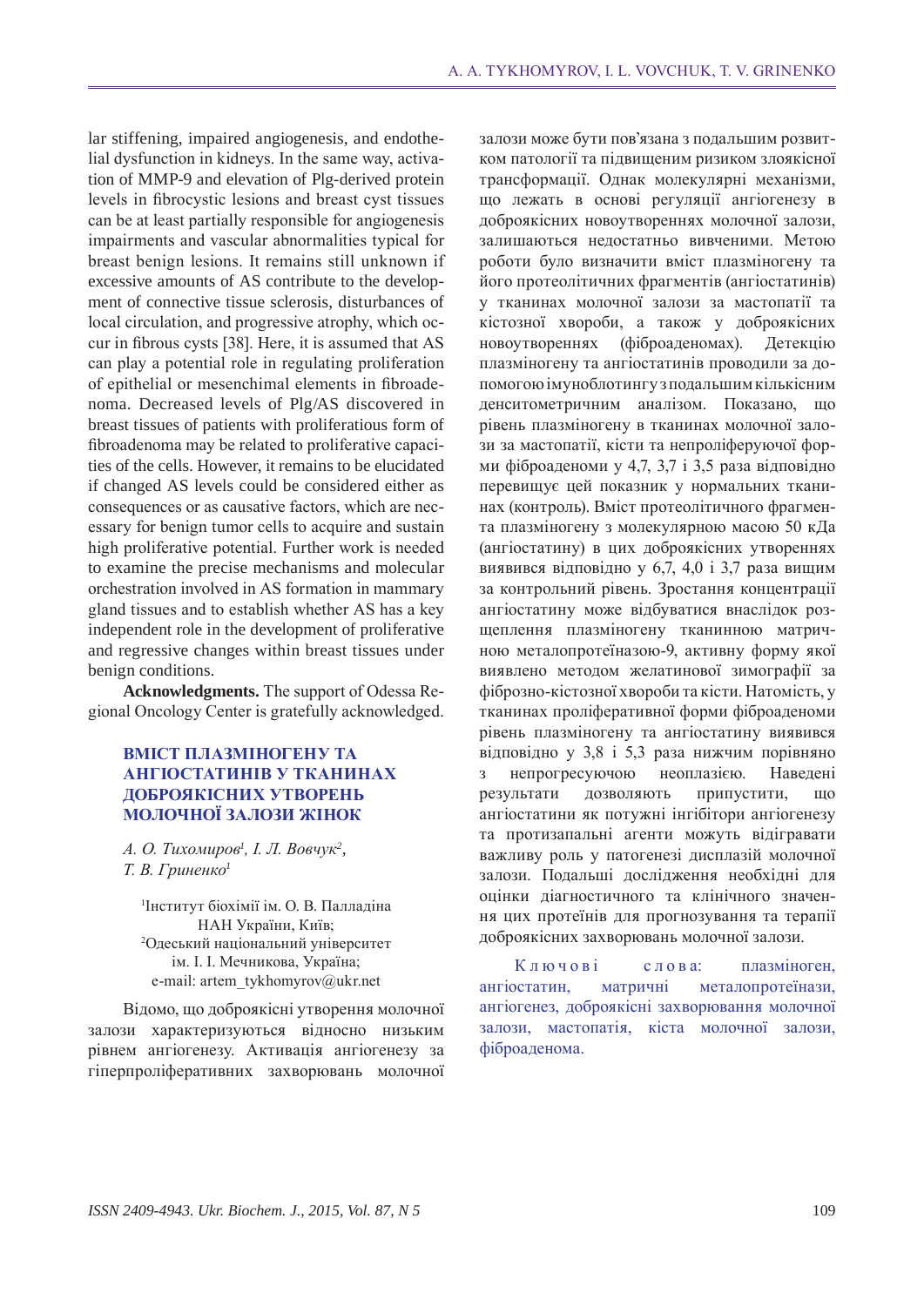lar stiffening, impaired angiogenesis, and endothelial dysfunction in kidneys. In the same way, activation of MMP-9 and elevation of Plg-derived protein levels in fibrocystic lesions and breast cyst tissues can be at least partially responsible for angiogenesis impairments and vascular abnormalities typical for breast benign lesions. It remains still unknown if excessive amounts of AS contribute to the development of connective tissue sclerosis, disturbances of local circulation, and progressive atrophy, which occur in fibrous cysts [38]. Here, it is assumed that AS can play a potential role in regulating proliferation of epithelial or mesenchimal elements in fibroadenoma. Decreased levels of Plg/AS discovered in breast tissues of patients with proliferatious form of fibroadenoma may be related to proliferative capacities of the cells. However, it remains to be elucidated if changed AS levels could be considered either as consequences or as causative factors, which are necessary for benign tumor cells to acquire and sustain high proliferative potential. Further work is needed to examine the precise mechanisms and molecular orchestration involved in AS formation in mammary gland tissues and to establish whether AS has a key independent role in the development of proliferative and regressive changes within breast tissues under benign conditions.

**Acknowledgments.** The support of Odessa Regional Oncology Center is gratefully acknowledged.

## ВМІСТ ПЛАЗМІНОГЕНУ ТА АНГІОСТАТИНІВ У ТКАНИНАХ ДОБРОЯКІСНИХ УТВОРЕНЬ МОЛОЧНОЇ ЗАЛОЗИ ЖІНОК

*А. О. Тихомиров[1], І. Л. Вовчук[2], Т. В. Гриненко[1]*

[1]Інститут біохімії ім. О. В. Палладіна НАН України, Київ;
[2]Одеський національний університет ім. І. І. Мечникова, Україна;
e-mail: artem_tykhomyrov@ukr.net

Відомо, що доброякісні утворення молочної залози характеризуються відносно низьким рівнем ангіогенезу. Активація ангіогенезу за гіперпроліферативних захворювань молочної залози може бути пов'язана з подальшим розвитком патології та підвищеним ризиком злоякісної трансформації. Однак молекулярні механізми, що лежать в основі регуляції ангіогенезу в доброякісних новоутвореннях молочної залози, залишаються недостатньо вивченими. Метою роботи було визначити вміст плазміногену та його протеолітичних фрагментів (ангіостатинів) у тканинах молочної залози за мастопатії та кістозної хвороби, а також у доброякісних новоутвореннях (фіброаденомах). Детекцію плазміногену та ангіостатинів проводили за допомогою імуноблотингу з подальшим кількісним денситометричним аналізом. Показано, що рівень плазміногену в тканинах молочної залози за мастопатії, кісти та непроліферуючої форми фіброаденоми у 4,7, 3,7 і 3,5 раза відповідно перевищує цей показник у нормальних тканинах (контроль). Вміст протеолітичного фрагмента плазміногену з молекулярною масою 50 кДа (ангіостатину) в цих доброякісних утвореннях виявився відповідно у 6,7, 4,0 і 3,7 раза вищим за контрольний рівень. Зростання концентрації ангіостатину може відбуватися внаслідок розщеплення плазміногену тканинною матричною металопротеїназою-9, активну форму якої виявлено методом желатинової зимографії за фіброзно-кістозної хвороби та кісти. Натомість, у тканинах проліферативної форми фіброаденоми рівень плазміногену та ангіостатину виявився відповідно у 3,8 і 5,3 раза нижчим порівняно з непрогресуючою неоплазією. Наведені результати дозволяють припустити, що ангіостатини як потужні інгібітори ангіогенезу та протизапальні агенти можуть відігравати важливу роль у патогенезі дисплазій молочної залози. Подальші дослідження необхідні для оцінки діагностичного та клінічного значення цих протеїнів для прогнозування та терапії доброякісних захворювань молочної залози.

Ключові слова: плазміноген, ангіостатин, матричні металопротеїнази, ангіогенез, доброякісні захворювання молочної залози, мастопатія, кіста молочної залози, фіброаденома.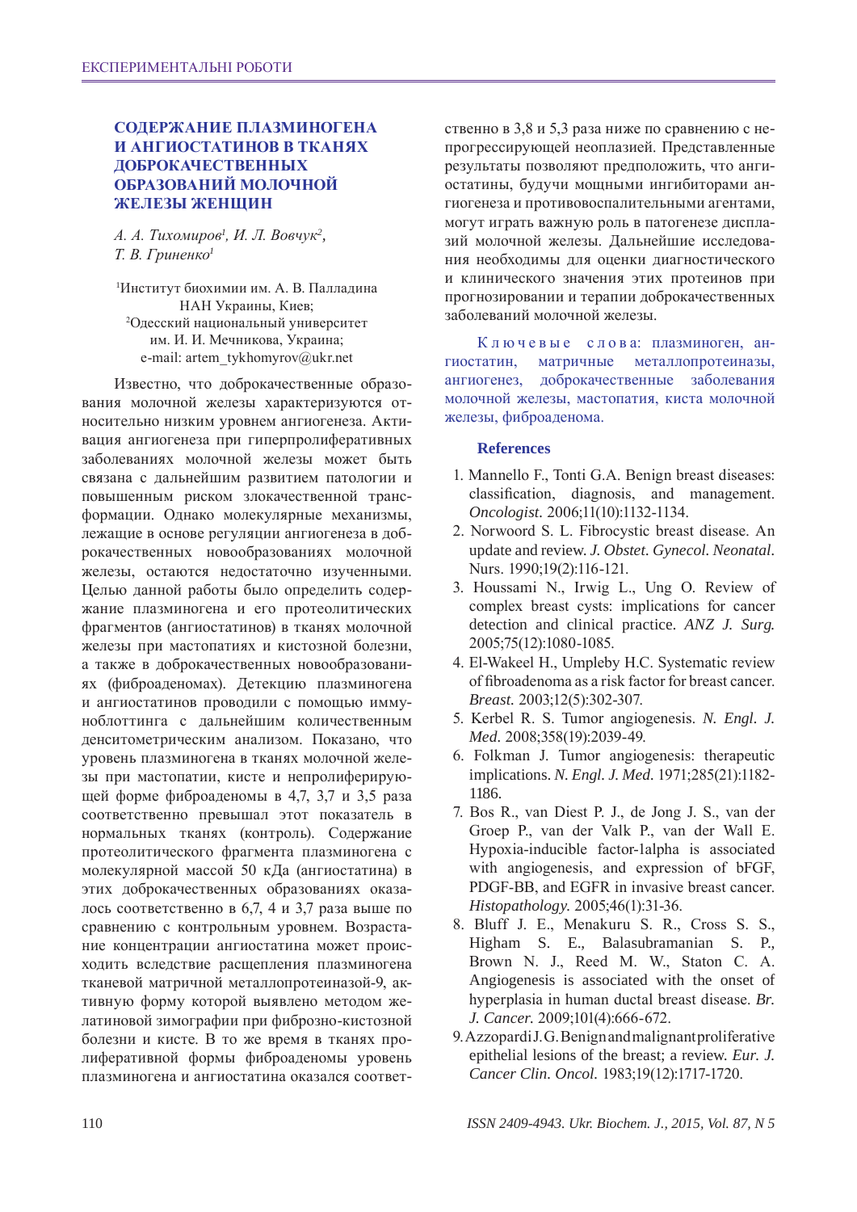## СОДЕРЖАНИЕ ПЛАЗМИНОГЕНА И АНГИОСТАТИНОВ В ТКАНЯХ ДОБРОКАЧЕСТВЕННЫХ ОБРАЗОВАНИЙ МОЛОЧНОЙ ЖЕЛЕЗЫ ЖЕНЩИН

*А. А. Тихомиров[1], И. Л. Вовчук[2], Т. В. Гриненко[1]*

[1]Институт биохимии им. А. В. Палладина НАН Украины, Киев;
[2]Одесский национальный университет им. И. И. Мечникова, Украина;
e-mail: artem_tykhomyrov@ukr.net

Известно, что доброкачественные образования молочной железы характеризуются относительно низким уровнем ангиогенеза. Активация ангиогенеза при гиперпролиферативных заболеваниях молочной железы может быть связана с дальнейшим развитием патологии и повышенным риском злокачественной трансформации. Однако молекулярные механизмы, лежащие в основе регуляции ангиогенеза в доброкачественных новообразованиях молочной железы, остаются недостаточно изученными. Целью данной работы было определить содержание плазминогена и его протеолитических фрагментов (ангиостатинов) в тканях молочной железы при мастопатиях и кистозной болезни, а также в доброкачественных новообразованиях (фиброаденомах). Детекцию плазминогена и ангиостатинов проводили с помощью иммуноблоттинга с дальнейшим количественным денситометрическим анализом. Показано, что уровень плазминогена в тканях молочной железы при мастопатии, кисте и непролиферирующей форме фиброаденомы в 4,7, 3,7 и 3,5 раза соответственно превышал этот показатель в нормальных тканях (контроль). Содержание протеолитического фрагмента плазминогена с молекулярной массой 50 кДа (ангиостатина) в этих доброкачественных образованиях оказалось соответственно в 6,7, 4 и 3,7 раза выше по сравнению с контрольным уровнем. Возрастание концентрации ангиостатина может происходить вследствие расщепления плазминогена тканевой матричной металлопротеиназой-9, активную форму которой выявлено методом желатиновой зимографии при фиброзно-кистозной болезни и кисте. В то же время в тканях пролиферативной формы фиброаденомы уровень плазминогена и ангиостатина оказался соответственно в 3,8 и 5,3 раза ниже по сравнению с непрогрессирующей неоплазией. Представленные результаты позволяют предположить, что ангиостатины, будучи мощными ингибиторами ангиогенеза и противовоспалительными агентами, могут играть важную роль в патогенезе дисплазий молочной железы. Дальнейшие исследования необходимы для оценки диагностического и клинического значения этих протеинов при прогнозировании и терапии доброкачественных заболеваний молочной железы.

Ключевые слова: плазминоген, ангиостатин, матричные металлопротеиназы, ангиогенез, доброкачественные заболевания молочной железы, мастопатия, киста молочной железы, фиброаденома.

### References

1. Mannello F., Tonti G.A. Benign breast diseases: classification, diagnosis, and management. *Oncologist.* 2006;11(10):1132-1134.
2. Norwood S. L. Fibrocystic breast disease. An update and review. *J. Obstet. Gynecol. Neonatal.* Nurs. 1990;19(2):116-121.
3. Houssami N., Irwig L., Ung O. Review of complex breast cysts: implications for cancer detection and clinical practice. *ANZ J. Surg.* 2005;75(12):1080-1085.
4. El-Wakeel H., Umpleby H.C. Systematic review of fibroadenoma as a risk factor for breast cancer. *Breast.* 2003;12(5):302-307.
5. Kerbel R. S. Tumor angiogenesis. *N. Engl. J. Med.* 2008;358(19):2039-49.
6. Folkman J. Tumor angiogenesis: therapeutic implications. *N. Engl. J. Med.* 1971;285(21):1182-1186.
7. Bos R., van Diest P. J., de Jong J. S., van der Groep P., van der Valk P., van der Wall E. Hypoxia-inducible factor-1alpha is associated with angiogenesis, and expression of bFGF, PDGF-BB, and EGFR in invasive breast cancer. *Histopathology.* 2005;46(1):31-36.
8. Bluff J. E., Menakuru S. R., Cross S. S., Higham S. E., Balasubramanian S. P., Brown N. J., Reed M. W., Staton C. A. Angiogenesis is associated with the onset of hyperplasia in human ductal breast disease. *Br. J. Cancer.* 2009;101(4):666-672.
9. Azzopardi J. G. Benign and malignant proliferative epithelial lesions of the breast; a review. *Eur. J. Cancer Clin. Oncol.* 1983;19(12):1717-1720.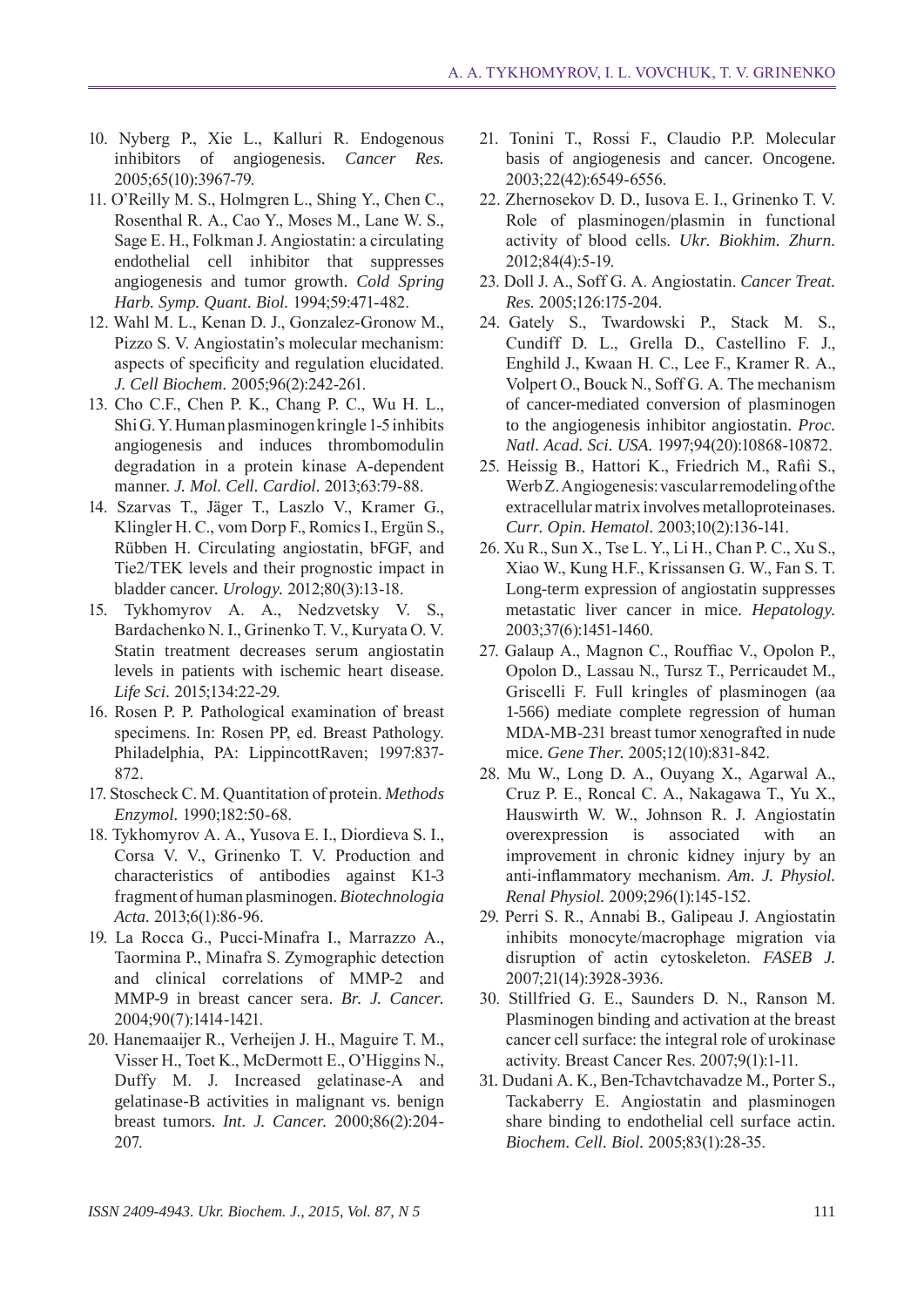10. Nyberg P., Xie L., Kalluri R. Endogenous inhibitors of angiogenesis. *Cancer Res.* 2005;65(10):3967-79.
11. O'Reilly M. S., Holmgren L., Shing Y., Chen C., Rosenthal R. A., Cao Y., Moses M., Lane W. S., Sage E. H., Folkman J. Angiostatin: a circulating endothelial cell inhibitor that suppresses angiogenesis and tumor growth. *Cold Spring Harb. Symp. Quant. Biol.* 1994;59:471-482.
12. Wahl M. L., Kenan D. J., Gonzalez-Gronow M., Pizzo S. V. Angiostatin's molecular mechanism: aspects of specificity and regulation elucidated. *J. Cell Biochem.* 2005;96(2):242-261.
13. Cho C.F., Chen P. K., Chang P. C., Wu H. L., Shi G. Y. Human plasminogen kringle 1-5 inhibits angiogenesis and induces thrombomodulin degradation in a protein kinase A-dependent manner. *J. Mol. Cell. Cardiol.* 2013;63:79-88.
14. Szarvas T., Jäger T., Laszlo V., Kramer G., Klingler H. C., vom Dorp F., Romics I., Ergün S., Rübben H. Circulating angiostatin, bFGF, and Tie2/TEK levels and their prognostic impact in bladder cancer. *Urology.* 2012;80(3):13-18.
15. Tykhomyrov A. A., Nedzvetsky V. S., Bardachenko N. I., Grinenko T. V., Kuryata O. V. Statin treatment decreases serum angiostatin levels in patients with ischemic heart disease. *Life Sci.* 2015;134:22-29.
16. Rosen P. P. Pathological examination of breast specimens. In: Rosen PP, ed. Breast Pathology. Philadelphia, PA: LippincottRaven; 1997:837-872.
17. Stoscheck C. M. Quantitation of protein. *Methods Enzymol.* 1990;182:50-68.
18. Tykhomyrov A. A., Yusova E. I., Diordieva S. I., Corsa V. V., Grinenko T. V. Production and characteristics of antibodies against K1-3 fragment of human plasminogen. *Biotechnologia Acta.* 2013;6(1):86-96.
19. La Rocca G., Pucci-Minafra I., Marrazzo A., Taormina P., Minafra S. Zymographic detection and clinical correlations of MMP-2 and MMP-9 in breast cancer sera. *Br. J. Cancer.* 2004;90(7):1414-1421.
20. Hanemaaijer R., Verheijen J. H., Maguire T. M., Visser H., Toet K., McDermott E., O'Higgins N., Duffy M. J. Increased gelatinase-A and gelatinase-B activities in malignant vs. benign breast tumors. *Int. J. Cancer.* 2000;86(2):204-207.
21. Tonini T., Rossi F., Claudio P.P. Molecular basis of angiogenesis and cancer. Oncogene. 2003;22(42):6549-6556.
22. Zhernosekov D. D., Iusova E. I., Grinenko T. V. Role of plasminogen/plasmin in functional activity of blood cells. *Ukr. Biokhim. Zhurn.* 2012;84(4):5-19.
23. Doll J. A., Soff G. A. Angiostatin. *Cancer Treat. Res.* 2005;126:175-204.
24. Gately S., Twardowski P., Stack M. S., Cundiff D. L., Grella D., Castellino F. J., Enghild J., Kwaan H. C., Lee F., Kramer R. A., Volpert O., Bouck N., Soff G. A. The mechanism of cancer-mediated conversion of plasminogen to the angiogenesis inhibitor angiostatin. *Proc. Natl. Acad. Sci. USA.* 1997;94(20):10868-10872.
25. Heissig B., Hattori K., Friedrich M., Rafii S., Werb Z. Angiogenesis: vascular remodeling of the extracellular matrix involves metalloproteinases. *Curr. Opin. Hematol.* 2003;10(2):136-141.
26. Xu R., Sun X., Tse L. Y., Li H., Chan P. C., Xu S., Xiao W., Kung H.F., Krissansen G. W., Fan S. T. Long-term expression of angiostatin suppresses metastatic liver cancer in mice. *Hepatology.* 2003;37(6):1451-1460.
27. Galaup A., Magnon C., Rouffiac V., Opolon P., Opolon D., Lassau N., Tursz T., Perricaudet M., Griscelli F. Full kringles of plasminogen (aa 1-566) mediate complete regression of human MDA-MB-231 breast tumor xenografted in nude mice. *Gene Ther.* 2005;12(10):831-842.
28. Mu W., Long D. A., Ouyang X., Agarwal A., Cruz P. E., Roncal C. A., Nakagawa T., Yu X., Hauswirth W. W., Johnson R. J. Angiostatin overexpression is associated with an improvement in chronic kidney injury by an anti-inflammatory mechanism. *Am. J. Physiol. Renal Physiol.* 2009;296(1):145-152.
29. Perri S. R., Annabi B., Galipeau J. Angiostatin inhibits monocyte/macrophage migration via disruption of actin cytoskeleton. *FASEB J.* 2007;21(14):3928-3936.
30. Stillfried G. E., Saunders D. N., Ranson M. Plasminogen binding and activation at the breast cancer cell surface: the integral role of urokinase activity. Breast Cancer Res. 2007;9(1):1-11.
31. Dudani A. K., Ben-Tchavtchavadze M., Porter S., Tackaberry E. Angiostatin and plasminogen share binding to endothelial cell surface actin. *Biochem. Cell. Biol.* 2005;83(1):28-35.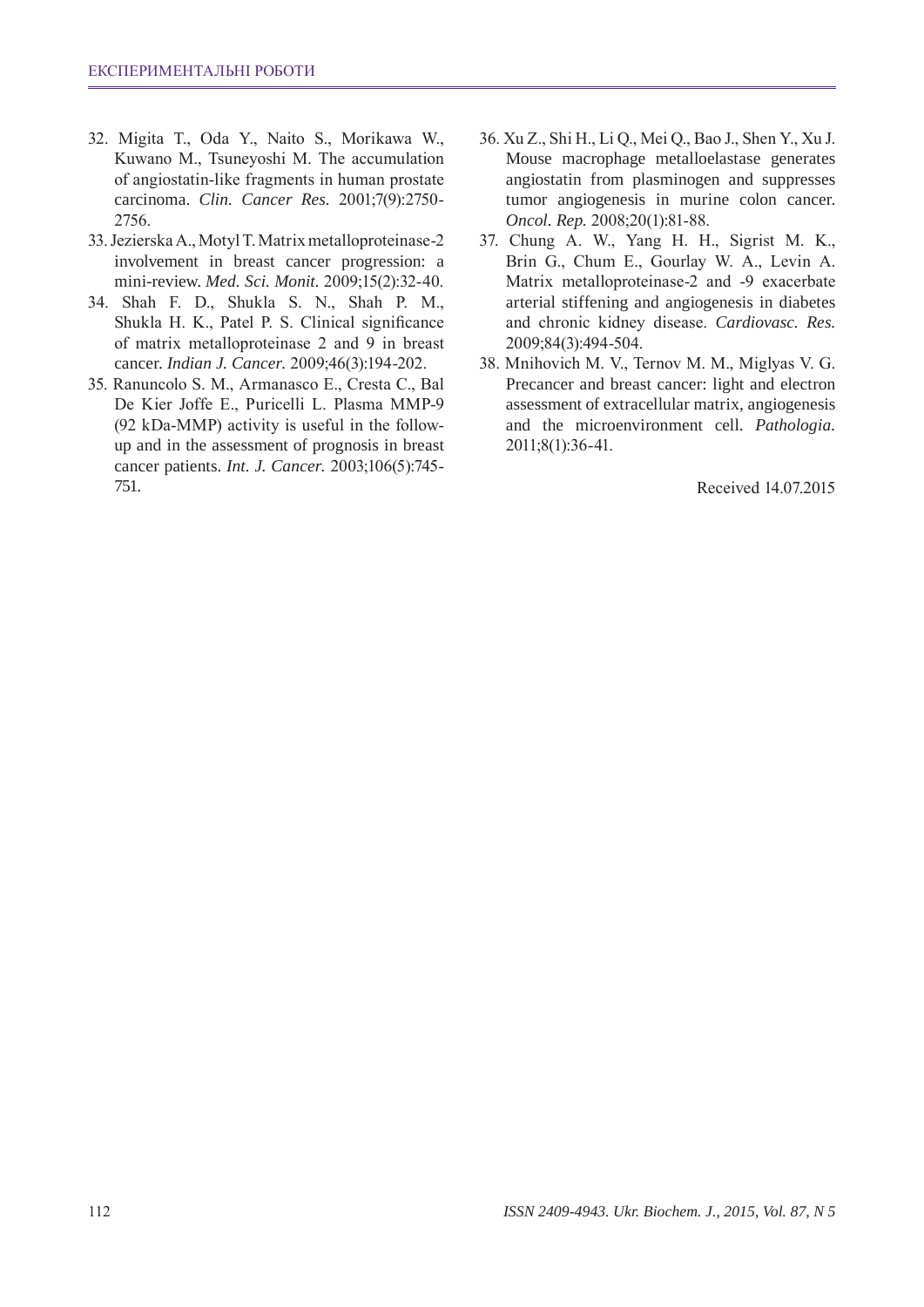32. Migita T., Oda Y., Naito S., Morikawa W., Kuwano M., Tsuneyoshi M. The accumulation of angiostatin-like fragments in human prostate carcinoma. *Clin. Cancer Res.* 2001;7(9):2750-2756.
33. Jezierska A., Motyl T. Matrix metalloproteinase-2 involvement in breast cancer progression: a mini-review. *Med. Sci. Monit.* 2009;15(2):32-40.
34. Shah F. D., Shukla S. N., Shah P. M., Shukla H. K., Patel P. S. Clinical significance of matrix metalloproteinase 2 and 9 in breast cancer. *Indian J. Cancer.* 2009;46(3):194-202.
35. Ranuncolo S. M., Armanasco E., Cresta C., Bal De Kier Joffe E., Puricelli L. Plasma MMP-9 (92 kDa-MMP) activity is useful in the follow-up and in the assessment of prognosis in breast cancer patients. *Int. J. Cancer.* 2003;106(5):745-751.
36. Xu Z., Shi H., Li Q., Mei Q., Bao J., Shen Y., Xu J. Mouse macrophage metalloelastase generates angiostatin from plasminogen and suppresses tumor angiogenesis in murine colon cancer. *Oncol. Rep.* 2008;20(1):81-88.
37. Chung A. W., Yang H. H., Sigrist M. K., Brin G., Chum E., Gourlay W. A., Levin A. Matrix metalloproteinase-2 and -9 exacerbate arterial stiffening and angiogenesis in diabetes and chronic kidney disease. *Cardiovasc. Res.* 2009;84(3):494-504.
38. Mnihovich M. V., Ternov M. M., Miglyas V. G. Precancer and breast cancer: light and electron assessment of extracellular matrix, angiogenesis and the microenvironment cell. *Pathologia.* 2011;8(1):36-41.

Received 14.07.2015